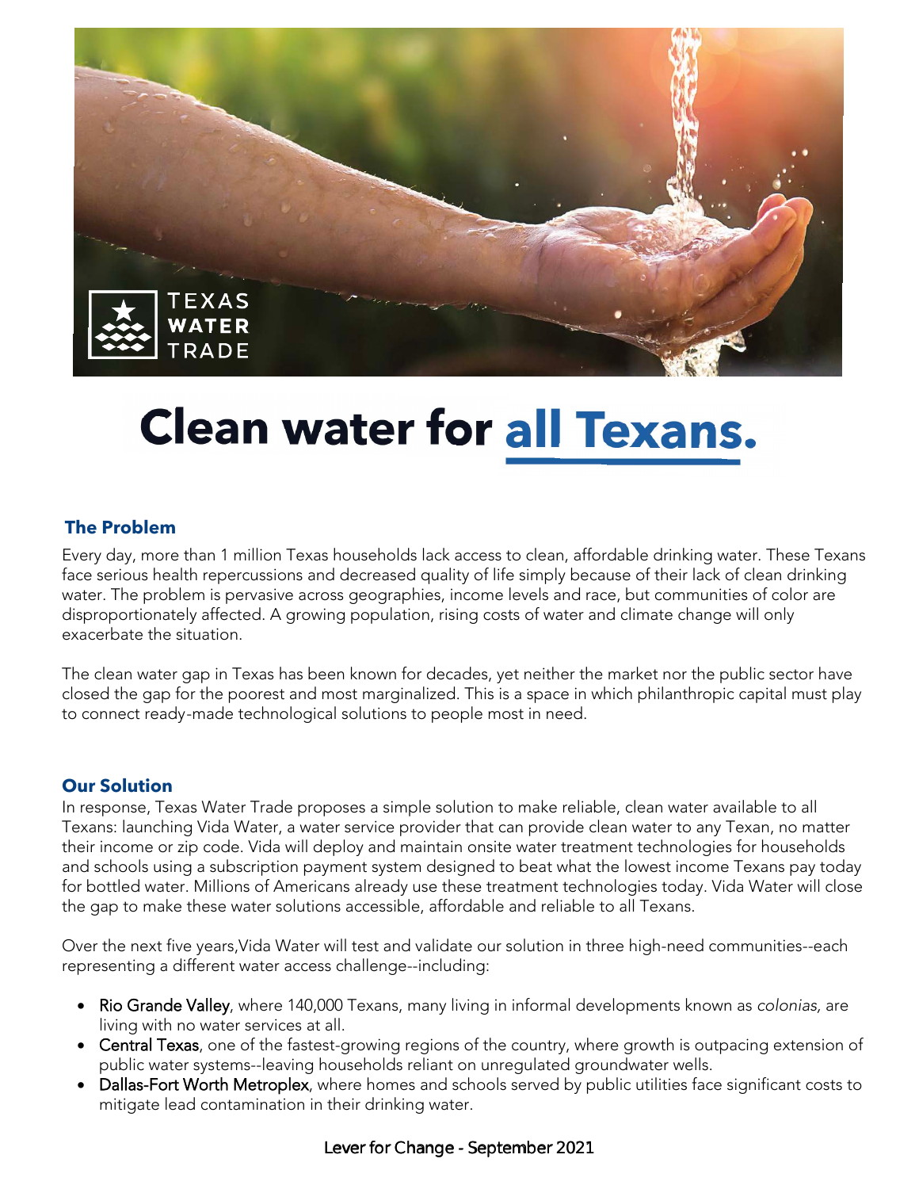TEXAS WATER TRADE

# Clean water for all Texans.

## The Problem

Every day, more than 1 million Texas households lack access to clean, affordable drinking water. These Texans face serious health repercussions and decreased quality of life simply because of their lack of clean drinking water. The problem is pervasive across geographies, income levels and race, but communities of color are disproportionately affected. A growing population, rising costs of water and climate change will only exacerbate the situation.

The clean water gap in Texas has been known for decades, yet neither the market nor the public sector have closed the gap for the poorest and most marginalized. This is a space in which philanthropic capital must play to connect ready-made technological solutions to people most in need.

## Our Solution

In response, Texas Water Trade proposes a simple solution to make reliable, clean water available to all Texans: launching Vida Water, a water service provider that can provide clean water to any Texan, no matter their income or zip code. Vida will deploy and maintain onsite water treatment technologies for households and schools using a subscription payment system designed to beat what the lowest income Texans pay today for bottled water. Millions of Americans already use these treatment technologies today. Vida Water will close the gap to make these water solutions accessible, affordable and reliable to all Texans.

Over the next five years,Vida Water will test and validate our solution in three high-need communities--each representing a different water access challenge--including:

- Rio Grande Valley, where 140,000 Texans, many living in informal developments known as *colonias,* are living with no water services at all.
- Central Texas, one of the fastest-growing regions of the country, where growth is outpacing extension of public water systems--leaving households reliant on unregulated groundwater wells.
- Dallas-Fort Worth Metroplex, where homes and schools served by public utilities face significant costs to mitigate lead contamination in their drinking water.

Lever for Change - September 2021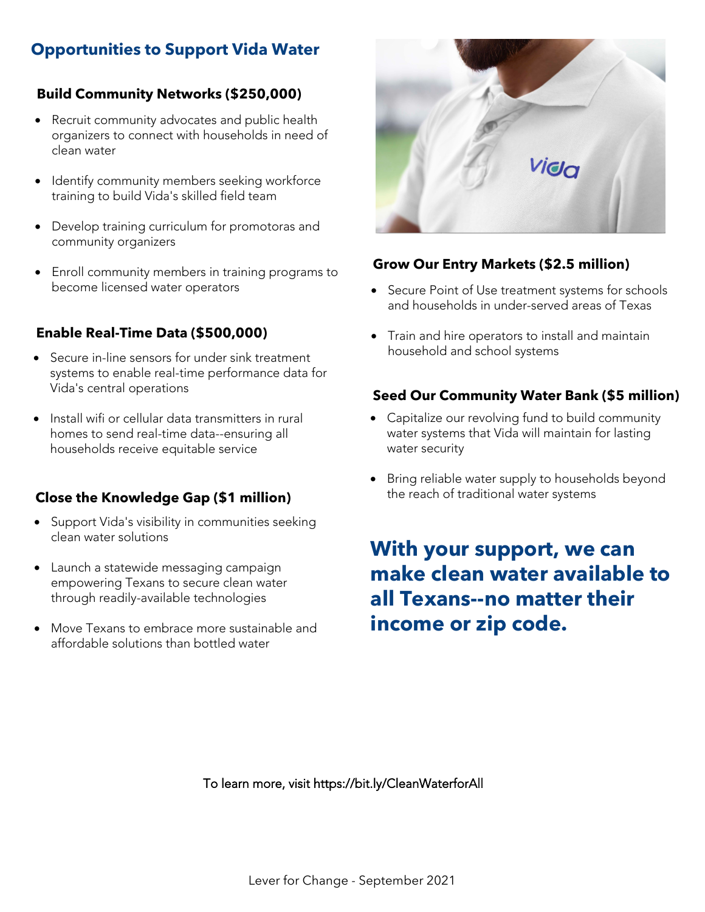## Opportunities to Support Vida Water

### Build Community Networks ($250,000)

- Recruit community advocates and public health organizers to connect with households in need of clean water
- Identify community members seeking workforce training to build Vida's skilled field team
- Develop training curriculum for promotoras and community organizers
- Enroll community members in training programs to become licensed water operators

### Enable Real-Time Data ($500,000)

- Secure in-line sensors for under sink treatment systems to enable real-time performance data for Vida's central operations
- Install wifi or cellular data transmitters in rural homes to send real-time data--ensuring all households receive equitable service

### Close the Knowledge Gap ($1 million)

- Support Vida's visibility in communities seeking clean water solutions
- Launch a statewide messaging campaign empowering Texans to secure clean water through readily-available technologies
- Move Texans to embrace more sustainable and affordable solutions than bottled water

### Grow Our Entry Markets ($2.5 million)

- Secure Point of Use treatment systems for schools and households in under-served areas of Texas
- Train and hire operators to install and maintain household and school systems

### Seed Our Community Water Bank ($5 million)

- Capitalize our revolving fund to build community water systems that Vida will maintain for lasting water security
- Bring reliable water supply to households beyond the reach of traditional water systems

## With your support, we can make clean water available to all Texans--no matter their income or zip code.

To learn more, visit https://bit.ly/CleanWaterforAll

Lever for Change - September 2021